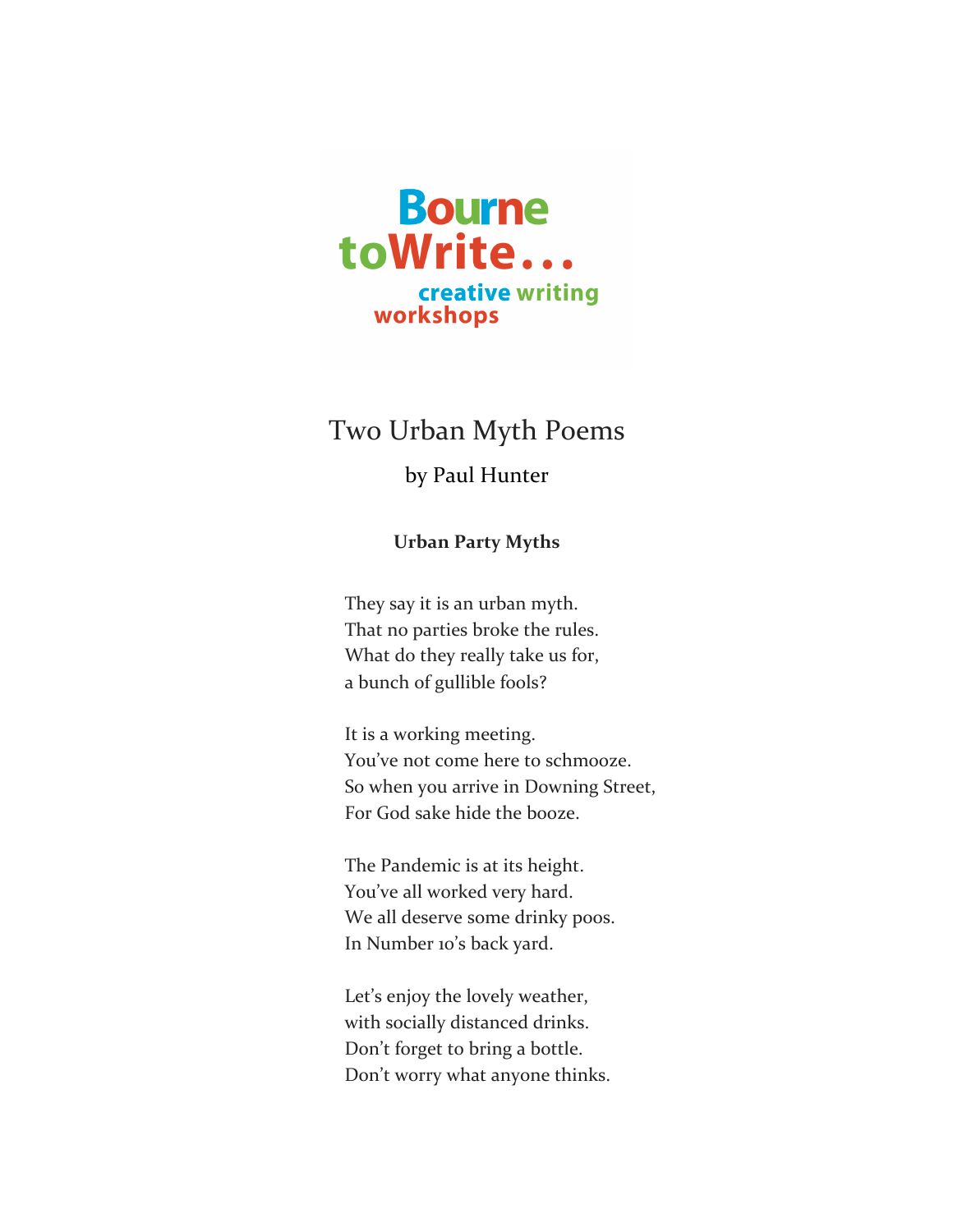Bourne toWrite...
creative writing workshops

# Two Urban Myth Poems

by Paul Hunter

### Urban Party Myths

They say it is an urban myth.
That no parties broke the rules.
What do they really take us for,
a bunch of gullible fools?

It is a working meeting.
You've not come here to schmooze.
So when you arrive in Downing Street,
For God sake hide the booze.

The Pandemic is at its height.
You've all worked very hard.
We all deserve some drinky poos.
In Number 10's back yard.

Let's enjoy the lovely weather,
with socially distanced drinks.
Don't forget to bring a bottle.
Don't worry what anyone thinks.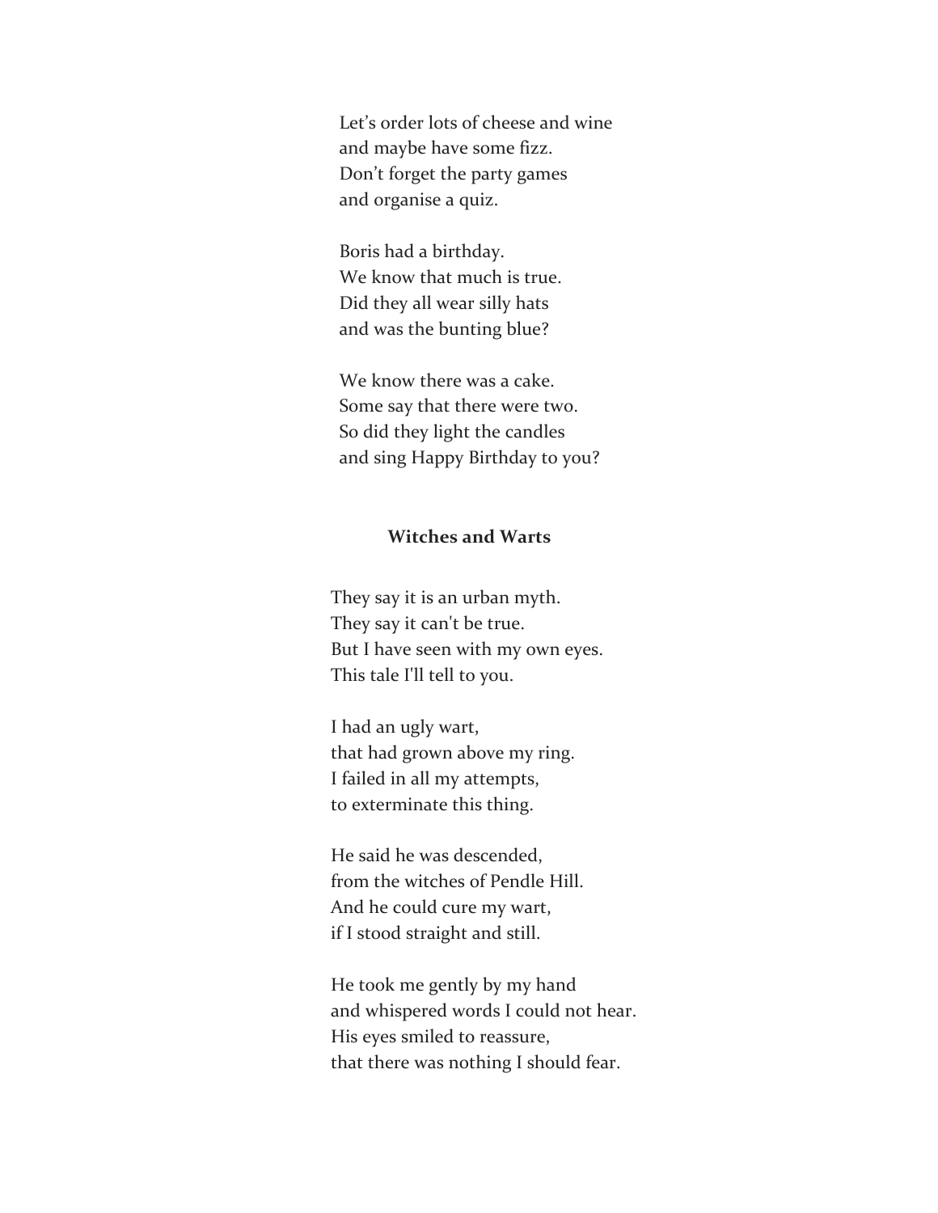Let's order lots of cheese and wine
and maybe have some fizz.
Don't forget the party games
and organise a quiz.

Boris had a birthday.
We know that much is true.
Did they all wear silly hats
and was the bunting blue?

We know there was a cake.
Some say that there were two.
So did they light the candles
and sing Happy Birthday to you?

## Witches and Warts

They say it is an urban myth.
They say it can't be true.
But I have seen with my own eyes.
This tale I'll tell to you.

I had an ugly wart,
that had grown above my ring.
I failed in all my attempts,
to exterminate this thing.

He said he was descended,
from the witches of Pendle Hill.
And he could cure my wart,
if I stood straight and still.

He took me gently by my hand
and whispered words I could not hear.
His eyes smiled to reassure,
that there was nothing I should fear.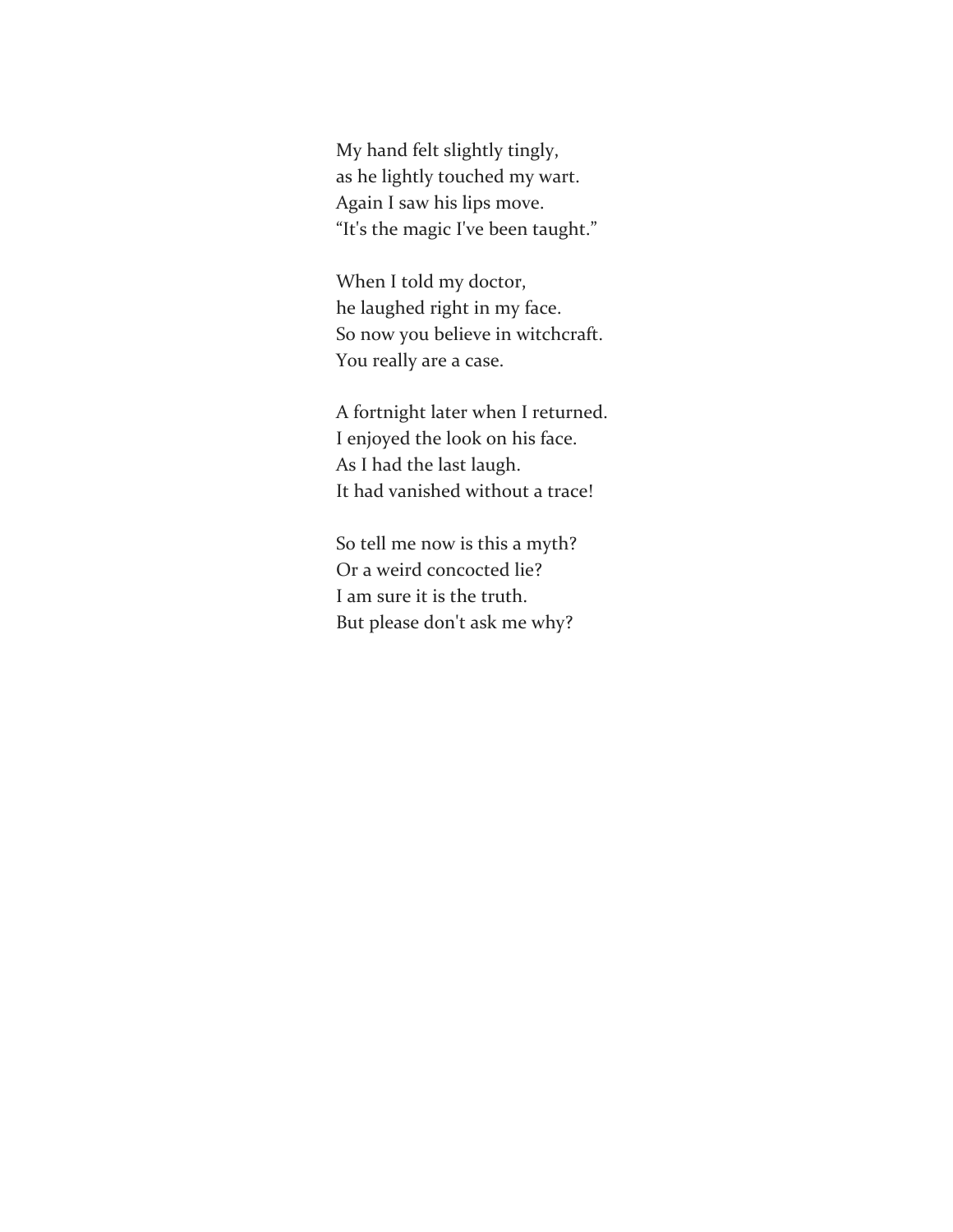My hand felt slightly tingly,  
as he lightly touched my wart.  
Again I saw his lips move.  
“It's the magic I've been taught.”

When I told my doctor,  
he laughed right in my face.  
So now you believe in witchcraft.  
You really are a case.

A fortnight later when I returned.  
I enjoyed the look on his face.  
As I had the last laugh.  
It had vanished without a trace!

So tell me now is this a myth?  
Or a weird concocted lie?  
I am sure it is the truth.  
But please don't ask me why?